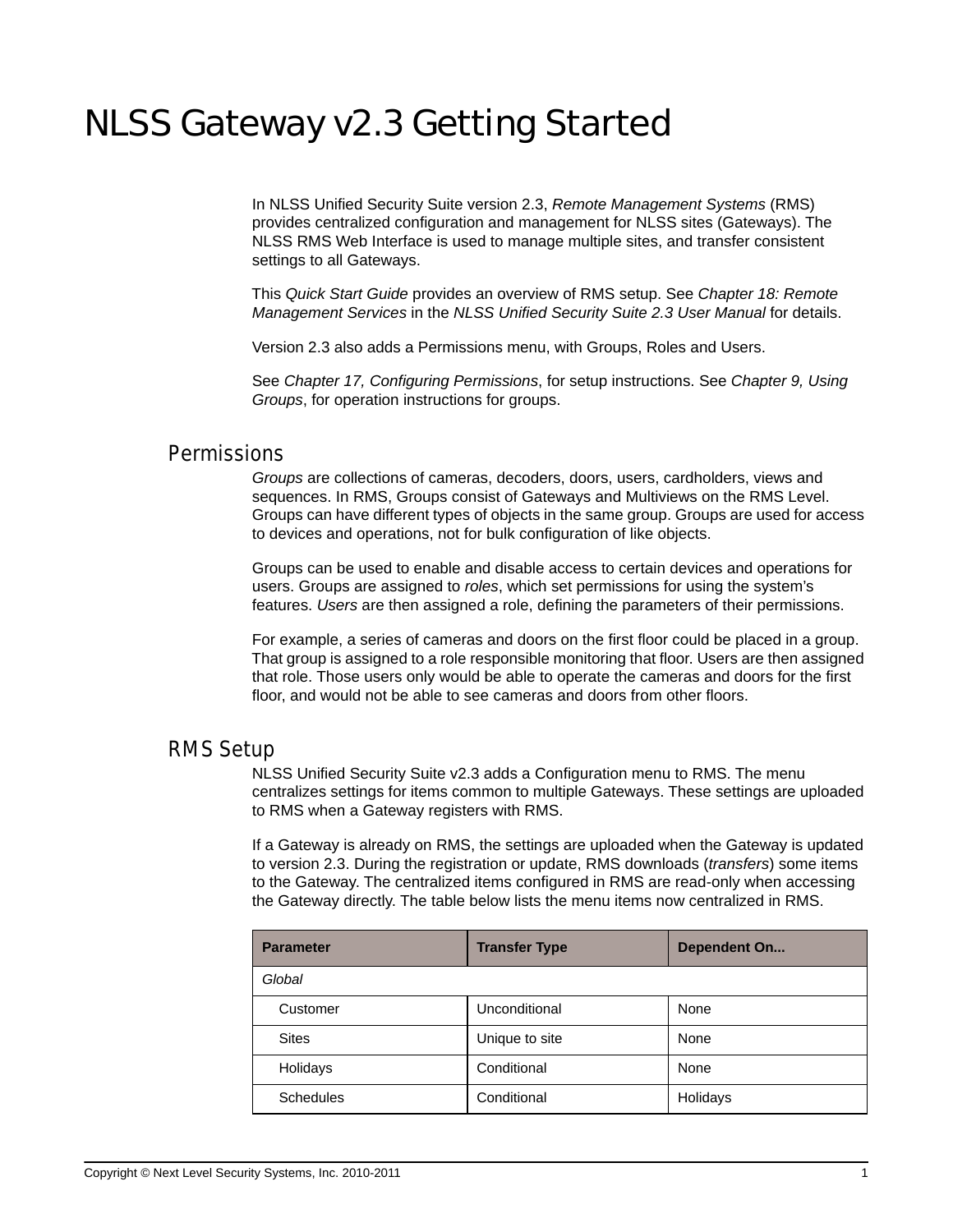# NLSS Gateway v2.3 Getting Started

In NLSS Unified Security Suite version 2.3, *Remote Management Systems* (RMS) provides centralized configuration and management for NLSS sites (Gateways). The NLSS RMS Web Interface is used to manage multiple sites, and transfer consistent settings to all Gateways.

This *Quick Start Guide* provides an overview of RMS setup. See *Chapter 18: Remote Management Services* in the *NLSS Unified Security Suite 2.3 User Manual* for details.

Version 2.3 also adds a Permissions menu, with Groups, Roles and Users.

See *Chapter 17, Configuring Permissions*, for setup instructions. See *Chapter 9, Using Groups*, for operation instructions for groups.

## Permissions

*Groups* are collections of cameras, decoders, doors, users, cardholders, views and sequences. In RMS, Groups consist of Gateways and Multiviews on the RMS Level. Groups can have different types of objects in the same group. Groups are used for access to devices and operations, not for bulk configuration of like objects.

Groups can be used to enable and disable access to certain devices and operations for users. Groups are assigned to *roles*, which set permissions for using the system's features. *Users* are then assigned a role, defining the parameters of their permissions.

For example, a series of cameras and doors on the first floor could be placed in a group. That group is assigned to a role responsible monitoring that floor. Users are then assigned that role. Those users only would be able to operate the cameras and doors for the first floor, and would not be able to see cameras and doors from other floors.

## RMS Setup

NLSS Unified Security Suite v2.3 adds a Configuration menu to RMS. The menu centralizes settings for items common to multiple Gateways. These settings are uploaded to RMS when a Gateway registers with RMS.

If a Gateway is already on RMS, the settings are uploaded when the Gateway is updated to version 2.3. During the registration or update, RMS downloads (*transfers*) some items to the Gateway. The centralized items configured in RMS are read-only when accessing the Gateway directly. The table below lists the menu items now centralized in RMS.

| Parameter | Transfer Type | Dependent On... |
|---|---|---|
| *Global* | | |
| Customer | Unconditional | None |
| Sites | Unique to site | None |
| Holidays | Conditional | None |
| Schedules | Conditional | Holidays |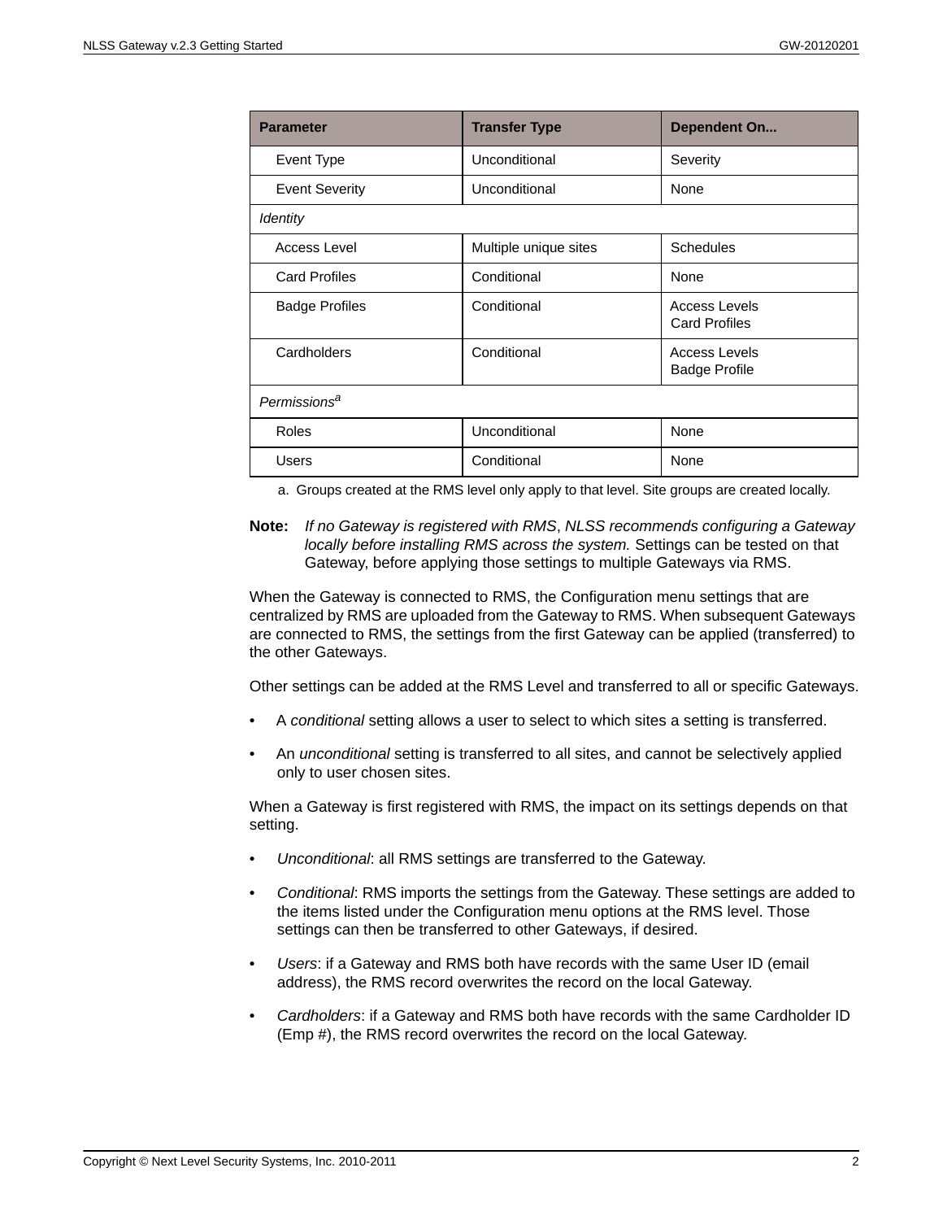| Parameter | Transfer Type | Dependent On... |
|---|---|---|
| Event Type | Unconditional | Severity |
| Event Severity | Unconditional | None |
| *Identity* | | |
| Access Level | Multiple unique sites | Schedules |
| Card Profiles | Conditional | None |
| Badge Profiles | Conditional | Access Levels<br>Card Profiles |
| Cardholders | Conditional | Access Levels<br>Badge Profile |
| *Permissions*[a] | | |
| Roles | Unconditional | None |
| Users | Conditional | None |

a. Groups created at the RMS level only apply to that level. Site groups are created locally.

**Note:** *If no Gateway is registered with RMS*, *NLSS recommends configuring a Gateway locally before installing RMS across the system.* Settings can be tested on that Gateway, before applying those settings to multiple Gateways via RMS.

When the Gateway is connected to RMS, the Configuration menu settings that are centralized by RMS are uploaded from the Gateway to RMS. When subsequent Gateways are connected to RMS, the settings from the first Gateway can be applied (transferred) to the other Gateways.

Other settings can be added at the RMS Level and transferred to all or specific Gateways.

- A *conditional* setting allows a user to select to which sites a setting is transferred.
- An *unconditional* setting is transferred to all sites, and cannot be selectively applied only to user chosen sites.

When a Gateway is first registered with RMS, the impact on its settings depends on that setting.

- *Unconditional*: all RMS settings are transferred to the Gateway.
- *Conditional*: RMS imports the settings from the Gateway. These settings are added to the items listed under the Configuration menu options at the RMS level. Those settings can then be transferred to other Gateways, if desired.
- *Users*: if a Gateway and RMS both have records with the same User ID (email address), the RMS record overwrites the record on the local Gateway.
- *Cardholders*: if a Gateway and RMS both have records with the same Cardholder ID (Emp #), the RMS record overwrites the record on the local Gateway.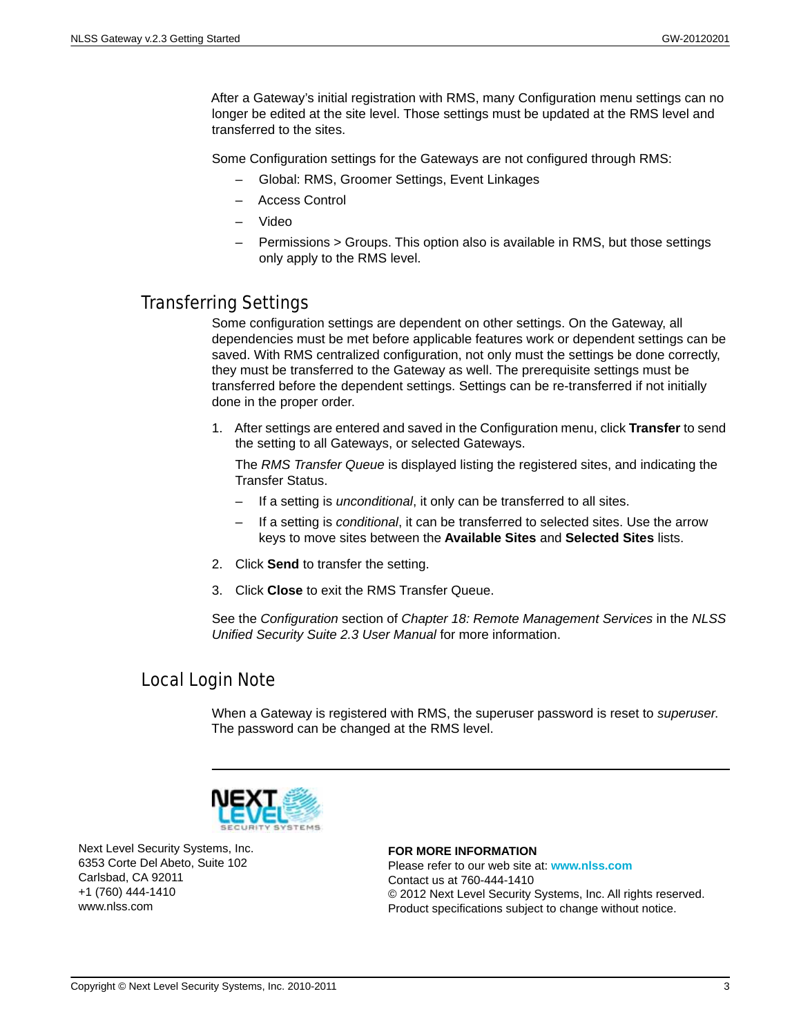After a Gateway's initial registration with RMS, many Configuration menu settings can no longer be edited at the site level. Those settings must be updated at the RMS level and transferred to the sites.

Some Configuration settings for the Gateways are not configured through RMS:

- Global: RMS, Groomer Settings, Event Linkages
- Access Control
- Video
- Permissions > Groups. This option also is available in RMS, but those settings only apply to the RMS level.

## Transferring Settings

Some configuration settings are dependent on other settings. On the Gateway, all dependencies must be met before applicable features work or dependent settings can be saved. With RMS centralized configuration, not only must the settings be done correctly, they must be transferred to the Gateway as well. The prerequisite settings must be transferred before the dependent settings. Settings can be re-transferred if not initially done in the proper order.

1. After settings are entered and saved in the Configuration menu, click **Transfer** to send the setting to all Gateways, or selected Gateways.

   The *RMS Transfer Queue* is displayed listing the registered sites, and indicating the Transfer Status.

   - If a setting is *unconditional*, it only can be transferred to all sites.
   - If a setting is *conditional*, it can be transferred to selected sites. Use the arrow keys to move sites between the **Available Sites** and **Selected Sites** lists.

2. Click **Send** to transfer the setting.
3. Click **Close** to exit the RMS Transfer Queue.

See the *Configuration* section of *Chapter 18: Remote Management Services* in the *NLSS Unified Security Suite 2.3 User Manual* for more information.

## Local Login Note

When a Gateway is registered with RMS, the superuser password is reset to *superuser.* The password can be changed at the RMS level.

---

Next Level Security Systems, Inc.
6353 Corte Del Abeto, Suite 102
Carlsbad, CA 92011
+1 (760) 444-1410
www.nlss.com

**FOR MORE INFORMATION**
Please refer to our web site at: **www.nlss.com**
Contact us at 760-444-1410
© 2012 Next Level Security Systems, Inc. All rights reserved.
Product specifications subject to change without notice.